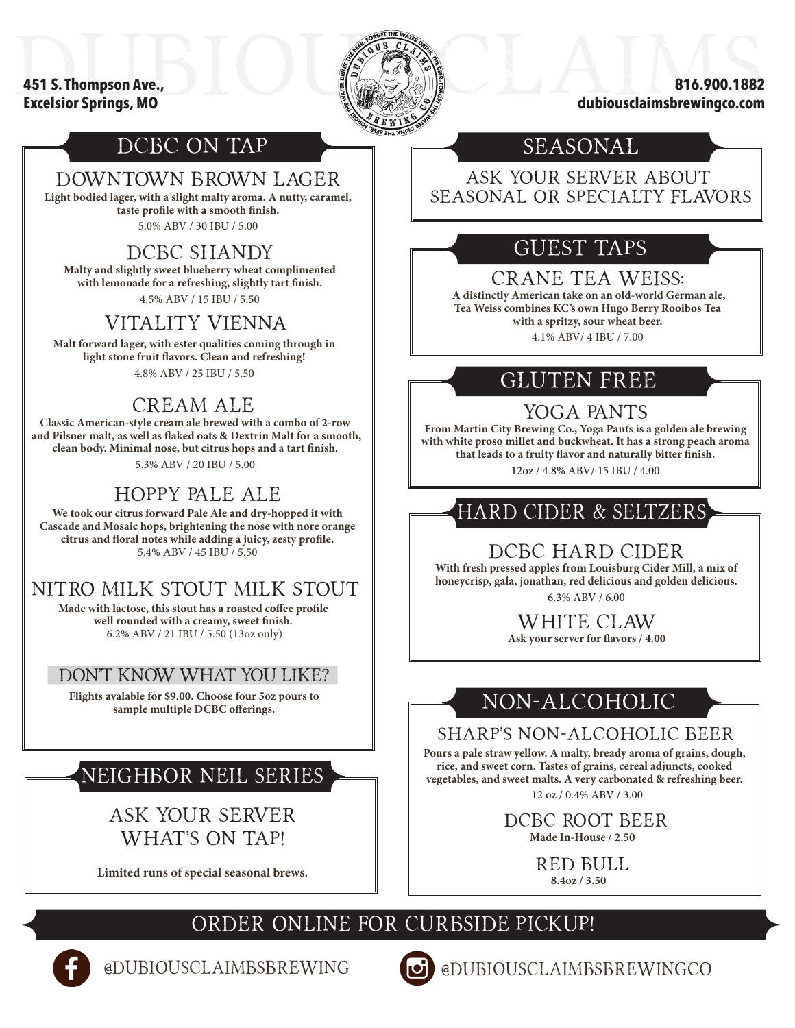# DUBIOUS CLAIMS

**451 S. Thompson Ave.,**
**Excelsior Springs, MO**

**816.900.1882**
**dubiousclaimsbrewingco.com**

## DCBC ON TAP

### DOWNTOWN BROWN LAGER

**Light bodied lager, with a slight malty aroma. A nutty, caramel, taste profile with a smooth finish.**

5.0% ABV / 30 IBU / 5.00

### DCBC SHANDY

**Malty and slightly sweet blueberry wheat complimented with lemonade for a refreshing, slightly tart finish.**

4.5% ABV / 15 IBU / 5.50

### VITALITY VIENNA

**Malt forward lager, with ester qualities coming through in light stone fruit flavors. Clean and refreshing!**

4.8% ABV / 25 IBU / 5.50

### CREAM ALE

**Classic American-style cream ale brewed with a combo of 2-row and Pilsner malt, as well as flaked oats & Dextrin Malt for a smooth, clean body. Minimal nose, but citrus hops and a tart finish.**

5.3% ABV / 20 IBU / 5.00

### HOPPY PALE ALE

**We took our citrus forward Pale Ale and dry-hopped it with Cascade and Mosaic hops, brightening the nose with nore orange citrus and floral notes while adding a juicy, zesty profile.**

5.4% ABV / 45 IBU / 5.50

### NITRO MILK STOUT MILK STOUT

**Made with lactose, this stout has a roasted coffee profile well rounded with a creamy, sweet finish.**

6.2% ABV / 21 IBU / 5.50 (13oz only)

### DON'T KNOW WHAT YOU LIKE?

**Flights avalable for $9.00. Choose four 5oz pours to sample multiple DCBC offerings.**

## NEIGHBOR NEIL SERIES

### ASK YOUR SERVER WHAT'S ON TAP!

**Limited runs of special seasonal brews.**

## SEASONAL

### ASK YOUR SERVER ABOUT SEASONAL OR SPECIALTY FLAVORS

## GUEST TAPS

### CRANE TEA WEISS:

**A distinctly American take on an old-world German ale, Tea Weiss combines KC's own Hugo Berry Rooibos Tea with a spritzy, sour wheat beer.**

4.1% ABV/ 4 IBU / 7.00

## GLUTEN FREE

### YOGA PANTS

**From Martin City Brewing Co., Yoga Pants is a golden ale brewing with white proso millet and buckwheat. It has a strong peach aroma that leads to a fruity flavor and naturally bitter finish.**

12oz / 4.8% ABV/ 15 IBU / 4.00

## HARD CIDER & SELTZERS

### DCBC HARD CIDER

**With fresh pressed apples from Louisburg Cider Mill, a mix of honeycrisp, gala, jonathan, red delicious and golden delicious.**

6.3% ABV / 6.00

### WHITE CLAW

**Ask your server for flavors / 4.00**

## NON-ALCOHOLIC

### SHARP'S NON-ALCOHOLIC BEER

**Pours a pale straw yellow. A malty, bready aroma of grains, dough, rice, and sweet corn. Tastes of grains, cereal adjuncts, cooked vegetables, and sweet malts. A very carbonated & refreshing beer.**

12 oz / 0.4% ABV / 3.00

### DCBC ROOT BEER

**Made In-House / 2.50**

### RED BULL

**8.4oz / 3.50**

## ORDER ONLINE FOR CURBSIDE PICKUP!

@DUBIOUSCLAIMBSBREWING

@DUBIOUSCLAIMBSBREWINGCO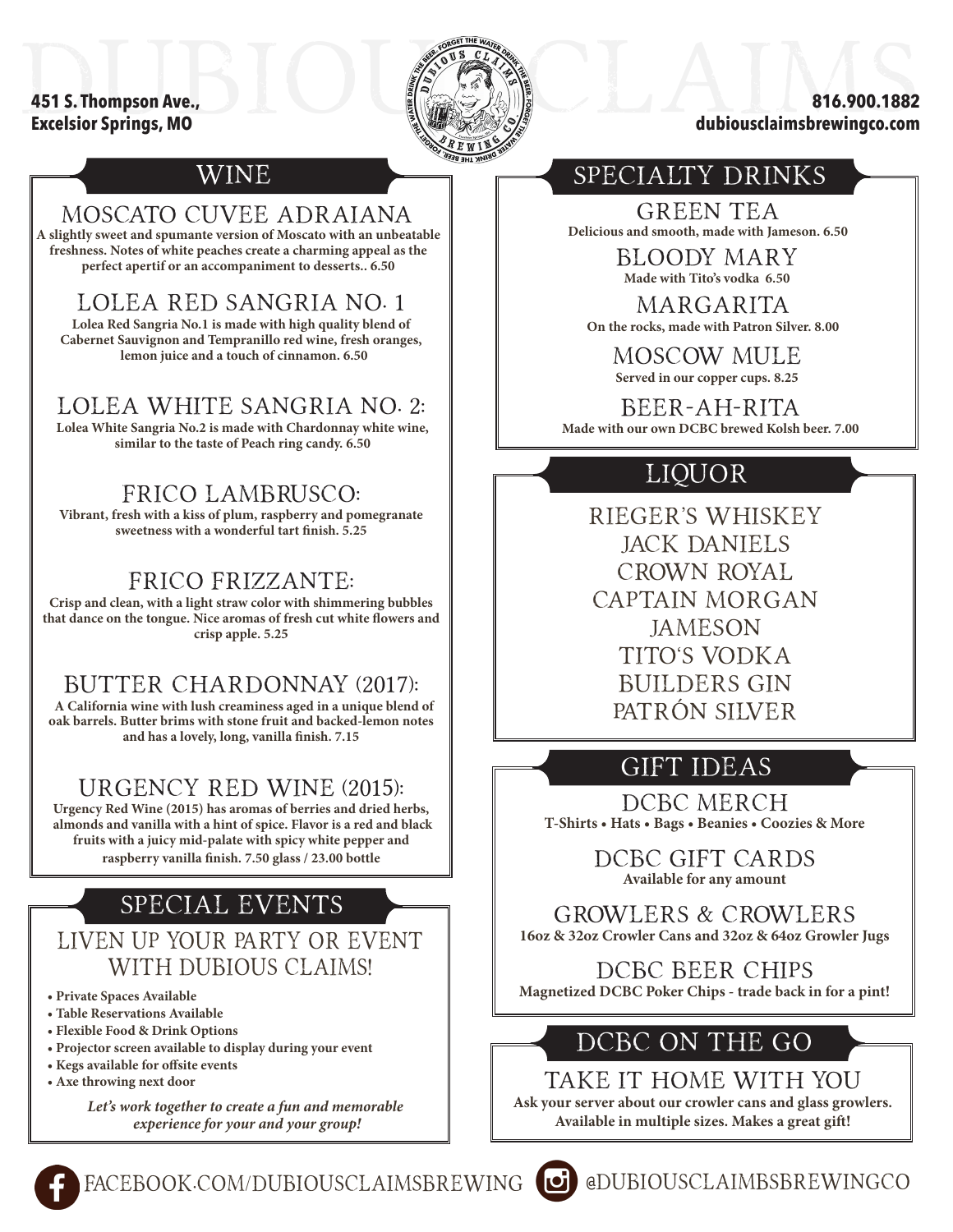# DUBIOUS CLAIMS

**451 S. Thompson Ave., Excelsior Springs, MO**

**816.900.1882**
**dubiousclaimsbrewingco.com**

## WINE

### MOSCATO CUVEE ADRAIANA

**A slightly sweet and spumante version of Moscato with an unbeatable freshness. Notes of white peaches create a charming appeal as the perfect apertif or an accompaniment to desserts.. 6.50**

### LOLEA RED SANGRIA NO. 1

**Lolea Red Sangria No.1 is made with high quality blend of Cabernet Sauvignon and Tempranillo red wine, fresh oranges, lemon juice and a touch of cinnamon. 6.50**

### LOLEA WHITE SANGRIA NO. 2:

**Lolea White Sangria No.2 is made with Chardonnay white wine, similar to the taste of Peach ring candy. 6.50**

### FRICO LAMBRUSCO:

**Vibrant, fresh with a kiss of plum, raspberry and pomegranate sweetness with a wonderful tart finish. 5.25**

### FRICO FRIZZANTE:

**Crisp and clean, with a light straw color with shimmering bubbles that dance on the tongue. Nice aromas of fresh cut white flowers and crisp apple. 5.25**

### BUTTER CHARDONNAY (2017):

**A California wine with lush creaminess aged in a unique blend of oak barrels. Butter brims with stone fruit and backed-lemon notes and has a lovely, long, vanilla finish. 7.15**

### URGENCY RED WINE (2015):

**Urgency Red Wine (2015) has aromas of berries and dried herbs, almonds and vanilla with a hint of spice. Flavor is a red and black fruits with a juicy mid-palate with spicy white pepper and raspberry vanilla finish. 7.50 glass / 23.00 bottle**

## SPECIAL EVENTS

### LIVEN UP YOUR PARTY OR EVENT WITH DUBIOUS CLAIMS!

- **Private Spaces Available**
- **Table Reservations Available**
- **Flexible Food & Drink Options**
- **Projector screen available to display during your event**
- **Kegs available for offsite events**
- **Axe throwing next door**

***Let's work together to create a fun and memorable experience for your and your group!***

## SPECIALTY DRINKS

### GREEN TEA

**Delicious and smooth, made with Jameson. 6.50**

### BLOODY MARY

**Made with Tito's vodka 6.50**

### MARGARITA

**On the rocks, made with Patron Silver. 8.00**

### MOSCOW MULE

**Served in our copper cups. 8.25**

### BEER-AH-RITA

**Made with our own DCBC brewed Kolsh beer. 7.00**

## LIQUOR

RIEGER'S WHISKEY
JACK DANIELS
CROWN ROYAL
CAPTAIN MORGAN
JAMESON
TITO'S VODKA
BUILDERS GIN
PATRÓN SILVER

## GIFT IDEAS

### DCBC MERCH

**T-Shirts • Hats • Bags • Beanies • Coozies & More**

### DCBC GIFT CARDS

**Available for any amount**

### GROWLERS & CROWLERS

**16oz & 32oz Crowler Cans and 32oz & 64oz Growler Jugs**

### DCBC BEER CHIPS

**Magnetized DCBC Poker Chips - trade back in for a pint!**

## DCBC ON THE GO

### TAKE IT HOME WITH YOU

**Ask your server about our crowler cans and glass growlers. Available in multiple sizes. Makes a great gift!**

FACEBOOK.COM/DUBIOUSCLAIMSBREWING @DUBIOUSCLAIMBSBREWINGCO